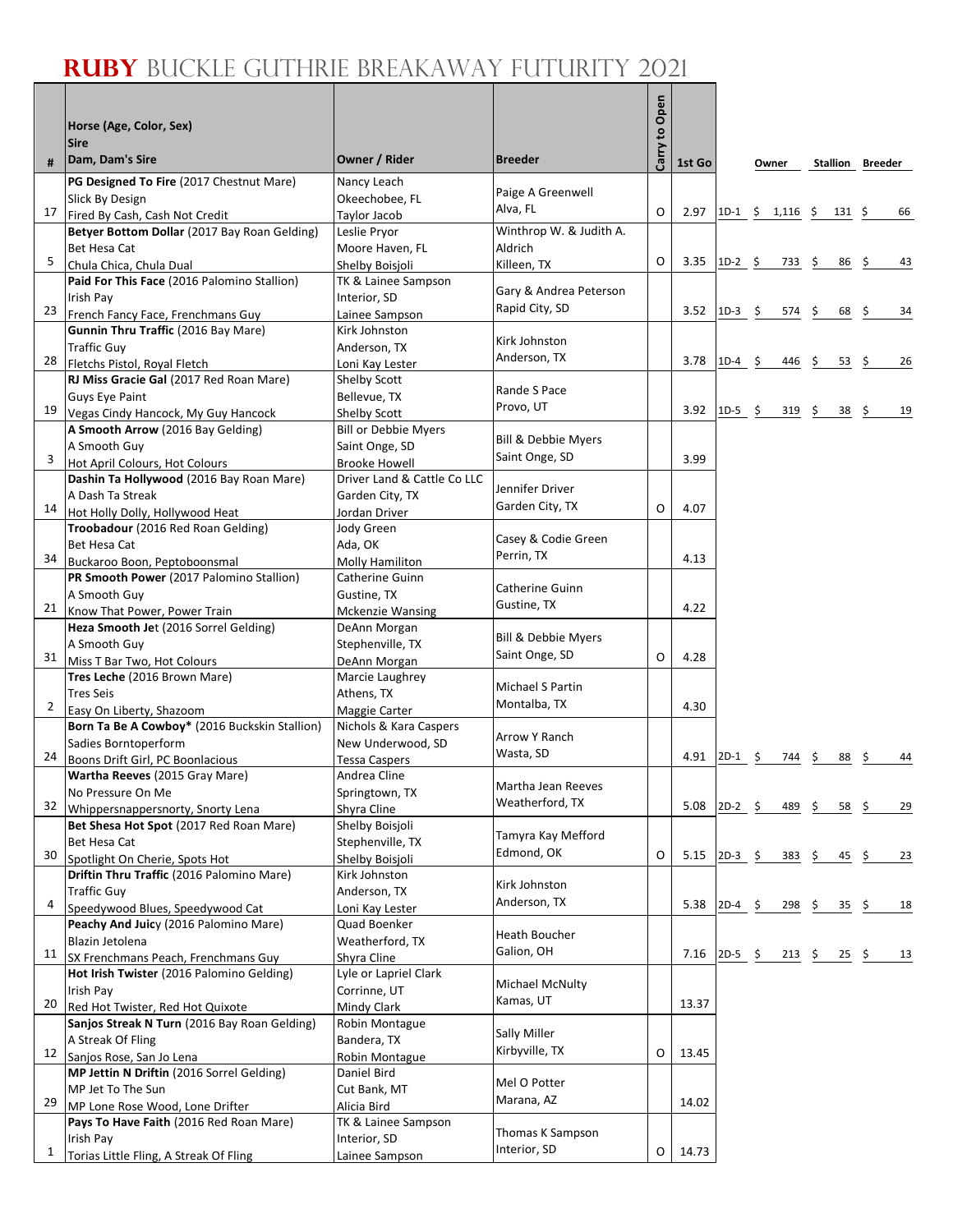# RUBY BUCKLE GUTHRIE BREAKAWAY FUTURITY 2021

| # | Horse (Age, Color, Sex)<br>Sire<br>Dam, Dam's Sire | Owner / Rider | Breeder | Carry to Open | 1st Go | | Owner | Stallion | Breeder |
|---|---|---|---|---|---|---|---|---|---|
| 17 | **PG Designed To Fire** (2017 Chestnut Mare)<br>Slick By Design<br>Fired By Cash, Cash Not Credit | Nancy Leach<br>Okeechobee, FL<br>Taylor Jacob | Paige A Greenwell<br>Alva, FL | O | 2.97 | 1D-1 | $ 1,116 | $ 131 | $ 66 |
| 5 | **Betyer Bottom Dollar** (2017 Bay Roan Gelding)<br>Bet Hesa Cat<br>Chula Chica, Chula Dual | Leslie Pryor<br>Moore Haven, FL<br>Shelby Boisjoli | Winthrop W. & Judith A. Aldrich<br>Killeen, TX | O | 3.35 | 1D-2 | $ 733 | $ 86 | $ 43 |
| 23 | **Paid For This Face** (2016 Palomino Stallion)<br>Irish Pay<br>French Fancy Face, Frenchmans Guy | TK & Lainee Sampson<br>Interior, SD<br>Lainee Sampson | Gary & Andrea Peterson<br>Rapid City, SD | | 3.52 | 1D-3 | $ 574 | $ 68 | $ 34 |
| 28 | **Gunnin Thru Traffic** (2016 Bay Mare)<br>Traffic Guy<br>Fletchs Pistol, Royal Fletch | Kirk Johnston<br>Anderson, TX<br>Loni Kay Lester | Kirk Johnston<br>Anderson, TX | | 3.78 | 1D-4 | $ 446 | $ 53 | $ 26 |
| 19 | **RJ Miss Gracie Gal** (2017 Red Roan Mare)<br>Guys Eye Paint<br>Vegas Cindy Hancock, My Guy Hancock | Shelby Scott<br>Bellevue, TX<br>Shelby Scott | Rande S Pace<br>Provo, UT | | 3.92 | 1D-5 | $ 319 | $ 38 | $ 19 |
| 3 | **A Smooth Arrow** (2016 Bay Gelding)<br>A Smooth Guy<br>Hot April Colours, Hot Colours | Bill or Debbie Myers<br>Saint Onge, SD<br>Brooke Howell | Bill & Debbie Myers<br>Saint Onge, SD | | 3.99 | | | | |
| 14 | **Dashin Ta Hollywood** (2016 Bay Roan Mare)<br>A Dash Ta Streak<br>Hot Holly Dolly, Hollywood Heat | Driver Land & Cattle Co LLC<br>Garden City, TX<br>Jordan Driver | Jennifer Driver<br>Garden City, TX | O | 4.07 | | | | |
| 34 | **Troobadour** (2016 Red Roan Gelding)<br>Bet Hesa Cat<br>Buckaroo Boon, Peptoboonsmal | Jody Green<br>Ada, OK<br>Molly Hamilton | Casey & Codie Green<br>Perrin, TX | | 4.13 | | | | |
| 21 | **PR Smooth Power** (2017 Palomino Stallion)<br>A Smooth Guy<br>Know That Power, Power Train | Catherine Guinn<br>Gustine, TX<br>Mckenzie Wansing | Catherine Guinn<br>Gustine, TX | | 4.22 | | | | |
| 31 | **Heza Smooth Jet** (2016 Sorrel Gelding)<br>A Smooth Guy<br>Miss T Bar Two, Hot Colours | DeAnn Morgan<br>Stephenville, TX<br>DeAnn Morgan | Bill & Debbie Myers<br>Saint Onge, SD | O | 4.28 | | | | |
| 2 | **Tres Leche** (2016 Brown Mare)<br>Tres Seis<br>Easy On Liberty, Shazoom | Marcie Laughrey<br>Athens, TX<br>Maggie Carter | Michael S Partin<br>Montalba, TX | | 4.30 | | | | |
| 24 | **Born Ta Be A Cowboy*** (2016 Buckskin Stallion)<br>Sadies Borntoperform<br>Boons Drift Girl, PC Boonlacious | Nichols & Kara Caspers<br>New Underwood, SD<br>Tessa Caspers | Arrow Y Ranch<br>Wasta, SD | | 4.91 | 2D-1 | $ 744 | $ 88 | $ 44 |
| 32 | **Wartha Reeves** (2015 Gray Mare)<br>No Pressure On Me<br>Whippersnappersnorty, Snorty Lena | Andrea Cline<br>Springtown, TX<br>Shyra Cline | Martha Jean Reeves<br>Weatherford, TX | | 5.08 | 2D-2 | $ 489 | $ 58 | $ 29 |
| 30 | **Bet Shesa Hot Spot** (2017 Red Roan Mare)<br>Bet Hesa Cat<br>Spotlight On Cherie, Spots Hot | Shelby Boisjoli<br>Stephenville, TX<br>Shelby Boisjoli | Tamyra Kay Mefford<br>Edmond, OK | O | 5.15 | 2D-3 | $ 383 | $ 45 | $ 23 |
| 4 | **Driftin Thru Traffic** (2016 Palomino Mare)<br>Traffic Guy<br>Speedywood Blues, Speedywood Cat | Kirk Johnston<br>Anderson, TX<br>Loni Kay Lester | Kirk Johnston<br>Anderson, TX | | 5.38 | 2D-4 | $ 298 | $ 35 | $ 18 |
| 11 | **Peachy And Juicy** (2016 Palomino Mare)<br>Blazin Jetolena<br>SX Frenchmans Peach, Frenchmans Guy | Quad Boenker<br>Weatherford, TX<br>Shyra Cline | Heath Boucher<br>Galion, OH | | 7.16 | 2D-5 | $ 213 | $ 25 | $ 13 |
| 20 | **Hot Irish Twister** (2016 Palomino Gelding)<br>Irish Pay<br>Red Hot Twister, Red Hot Quixote | Lyle or Lapriel Clark<br>Corrinne, UT<br>Mindy Clark | Michael McNulty<br>Kamas, UT | | 13.37 | | | | |
| 12 | **Sanjos Streak N Turn** (2016 Bay Roan Gelding)<br>A Streak Of Fling<br>Sanjos Rose, San Jo Lena | Robin Montague<br>Bandera, TX<br>Robin Montague | Sally Miller<br>Kirbyville, TX | O | 13.45 | | | | |
| 29 | **MP Jettin N Driftin** (2016 Sorrel Gelding)<br>MP Jet To The Sun<br>MP Lone Rose Wood, Lone Drifter | Daniel Bird<br>Cut Bank, MT<br>Alicia Bird | Mel O Potter<br>Marana, AZ | | 14.02 | | | | |
| 1 | **Pays To Have Faith** (2016 Red Roan Mare)<br>Irish Pay<br>Torias Little Fling, A Streak Of Fling | TK & Lainee Sampson<br>Interior, SD<br>Lainee Sampson | Thomas K Sampson<br>Interior, SD | O | 14.73 | | | | |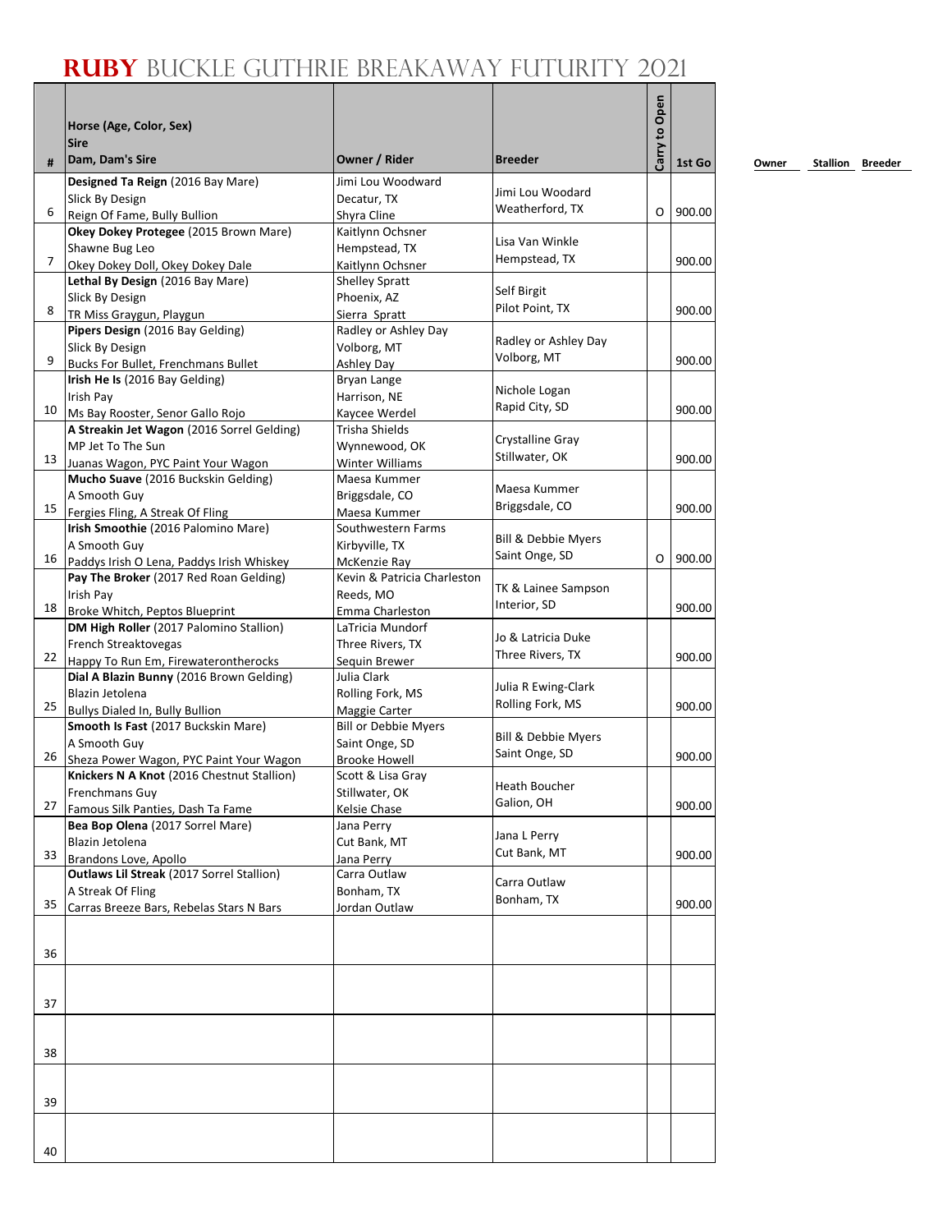# RUBY BUCKLE GUTHRIE BREAKAWAY FUTURITY 2021

| # | Horse (Age, Color, Sex)<br>Sire<br>Dam, Dam's Sire | Owner / Rider | Breeder | Carry to Open | 1st Go | Owner | Stallion | Breeder |
|---|---|---|---|---|---|---|---|---|
| 6 | **Designed Ta Reign** (2016 Bay Mare)<br>Slick By Design<br>Reign Of Fame, Bully Bullion | Jimi Lou Woodward<br>Decatur, TX<br>Shyra Cline | Jimi Lou Woodard<br>Weatherford, TX | O | 900.00 | | | |
| 7 | **Okey Dokey Protegee** (2015 Brown Mare)<br>Shawne Bug Leo<br>Okey Dokey Doll, Okey Dokey Dale | Kaitlynn Ochsner<br>Hempstead, TX<br>Kaitlynn Ochsner | Lisa Van Winkle<br>Hempstead, TX | | 900.00 | | | |
| 8 | **Lethal By Design** (2016 Bay Mare)<br>Slick By Design<br>TR Miss Graygun, Playgun | Shelley Spratt<br>Phoenix, AZ<br>Sierra Spratt | Self Birgit<br>Pilot Point, TX | | 900.00 | | | |
| 9 | **Pipers Design** (2016 Bay Gelding)<br>Slick By Design<br>Bucks For Bullet, Frenchmans Bullet | Radley or Ashley Day<br>Volborg, MT<br>Ashley Day | Radley or Ashley Day<br>Volborg, MT | | 900.00 | | | |
| 10 | **Irish He Is** (2016 Bay Gelding)<br>Irish Pay<br>Ms Bay Rooster, Senor Gallo Rojo | Bryan Lange<br>Harrison, NE<br>Kaycee Werdel | Nichole Logan<br>Rapid City, SD | | 900.00 | | | |
| 13 | **A Streakin Jet Wagon** (2016 Sorrel Gelding)<br>MP Jet To The Sun<br>Juanas Wagon, PYC Paint Your Wagon | Trisha Shields<br>Wynnewood, OK<br>Winter Williams | Crystalline Gray<br>Stillwater, OK | | 900.00 | | | |
| 15 | **Mucho Suave** (2016 Buckskin Gelding)<br>A Smooth Guy<br>Fergies Fling, A Streak Of Fling | Maesa Kummer<br>Briggsdale, CO<br>Maesa Kummer | Maesa Kummer<br>Briggsdale, CO | | 900.00 | | | |
| 16 | **Irish Smoothie** (2016 Palomino Mare)<br>A Smooth Guy<br>Paddys Irish O Lena, Paddys Irish Whiskey | Southwestern Farms<br>Kirbyville, TX<br>McKenzie Ray | Bill & Debbie Myers<br>Saint Onge, SD | O | 900.00 | | | |
| 18 | **Pay The Broker** (2017 Red Roan Gelding)<br>Irish Pay<br>Broke Whitch, Peptos Blueprint | Kevin & Patricia Charleston<br>Reeds, MO<br>Emma Charleston | TK & Lainee Sampson<br>Interior, SD | | 900.00 | | | |
| 22 | **DM High Roller** (2017 Palomino Stallion)<br>French Streaktovegas<br>Happy To Run Em, Firewaterontherocks | LaTricia Mundorf<br>Three Rivers, TX<br>Sequin Brewer | Jo & Latricia Duke<br>Three Rivers, TX | | 900.00 | | | |
| 25 | **Dial A Blazin Bunny** (2016 Brown Gelding)<br>Blazin Jetolena<br>Bullys Dialed In, Bully Bullion | Julia Clark<br>Rolling Fork, MS<br>Maggie Carter | Julia R Ewing-Clark<br>Rolling Fork, MS | | 900.00 | | | |
| 26 | **Smooth Is Fast** (2017 Buckskin Mare)<br>A Smooth Guy<br>Sheza Power Wagon, PYC Paint Your Wagon | Bill or Debbie Myers<br>Saint Onge, SD<br>Brooke Howell | Bill & Debbie Myers<br>Saint Onge, SD | | 900.00 | | | |
| 27 | **Knickers N A Knot** (2016 Chestnut Stallion)<br>Frenchmans Guy<br>Famous Silk Panties, Dash Ta Fame | Scott & Lisa Gray<br>Stillwater, OK<br>Kelsie Chase | Heath Boucher<br>Galion, OH | | 900.00 | | | |
| 33 | **Bea Bop Olena** (2017 Sorrel Mare)<br>Blazin Jetolena<br>Brandons Love, Apollo | Jana Perry<br>Cut Bank, MT<br>Jana Perry | Jana L Perry<br>Cut Bank, MT | | 900.00 | | | |
| 35 | **Outlaws Lil Streak** (2017 Sorrel Stallion)<br>A Streak Of Fling<br>Carras Breeze Bars, Rebelas Stars N Bars | Carra Outlaw<br>Bonham, TX<br>Jordan Outlaw | Carra Outlaw<br>Bonham, TX | | 900.00 | | | |
| 36 | | | | | | | | |
| 37 | | | | | | | | |
| 38 | | | | | | | | |
| 39 | | | | | | | | |
| 40 | | | | | | | | |